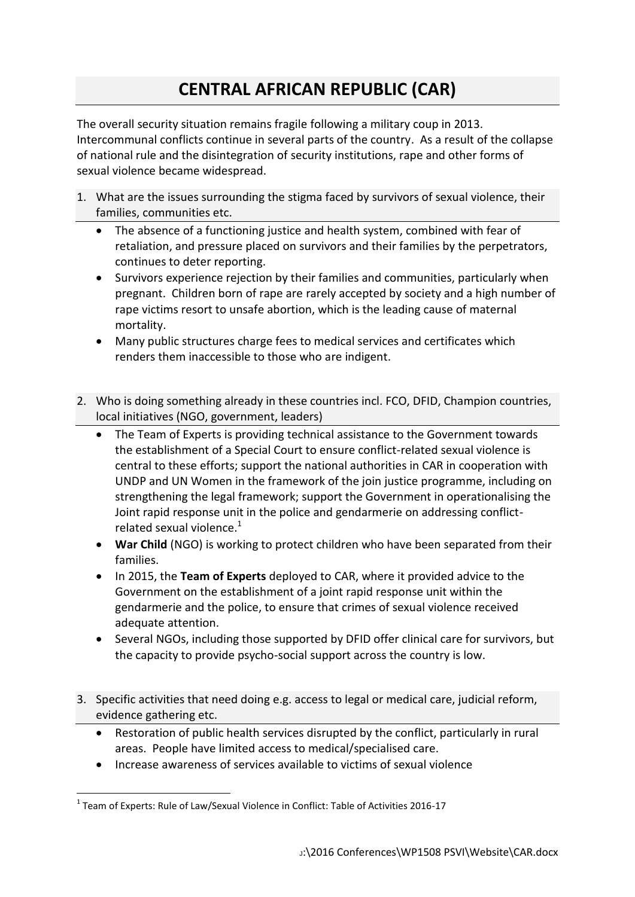# CENTRAL AFRICAN REPUBLIC (CAR)

The overall security situation remains fragile following a military coup in 2013. Intercommunal conflicts continue in several parts of the country. As a result of the collapse of national rule and the disintegration of security institutions, rape and other forms of sexual violence became widespread.

1. What are the issues surrounding the stigma faced by survivors of sexual violence, their families, communities etc.

   - The absence of a functioning justice and health system, combined with fear of retaliation, and pressure placed on survivors and their families by the perpetrators, continues to deter reporting.
   - Survivors experience rejection by their families and communities, particularly when pregnant. Children born of rape are rarely accepted by society and a high number of rape victims resort to unsafe abortion, which is the leading cause of maternal mortality.
   - Many public structures charge fees to medical services and certificates which renders them inaccessible to those who are indigent.

2. Who is doing something already in these countries incl. FCO, DFID, Champion countries, local initiatives (NGO, government, leaders)

   - The Team of Experts is providing technical assistance to the Government towards the establishment of a Special Court to ensure conflict-related sexual violence is central to these efforts; support the national authorities in CAR in cooperation with UNDP and UN Women in the framework of the join justice programme, including on strengthening the legal framework; support the Government in operationalising the Joint rapid response unit in the police and gendarmerie on addressing conflict-related sexual violence.[1]
   - **War Child** (NGO) is working to protect children who have been separated from their families.
   - In 2015, the **Team of Experts** deployed to CAR, where it provided advice to the Government on the establishment of a joint rapid response unit within the gendarmerie and the police, to ensure that crimes of sexual violence received adequate attention.
   - Several NGOs, including those supported by DFID offer clinical care for survivors, but the capacity to provide psycho-social support across the country is low.

3. Specific activities that need doing e.g. access to legal or medical care, judicial reform, evidence gathering etc.

   - Restoration of public health services disrupted by the conflict, particularly in rural areas. People have limited access to medical/specialised care.
   - Increase awareness of services available to victims of sexual violence

[1] Team of Experts: Rule of Law/Sexual Violence in Conflict: Table of Activities 2016-17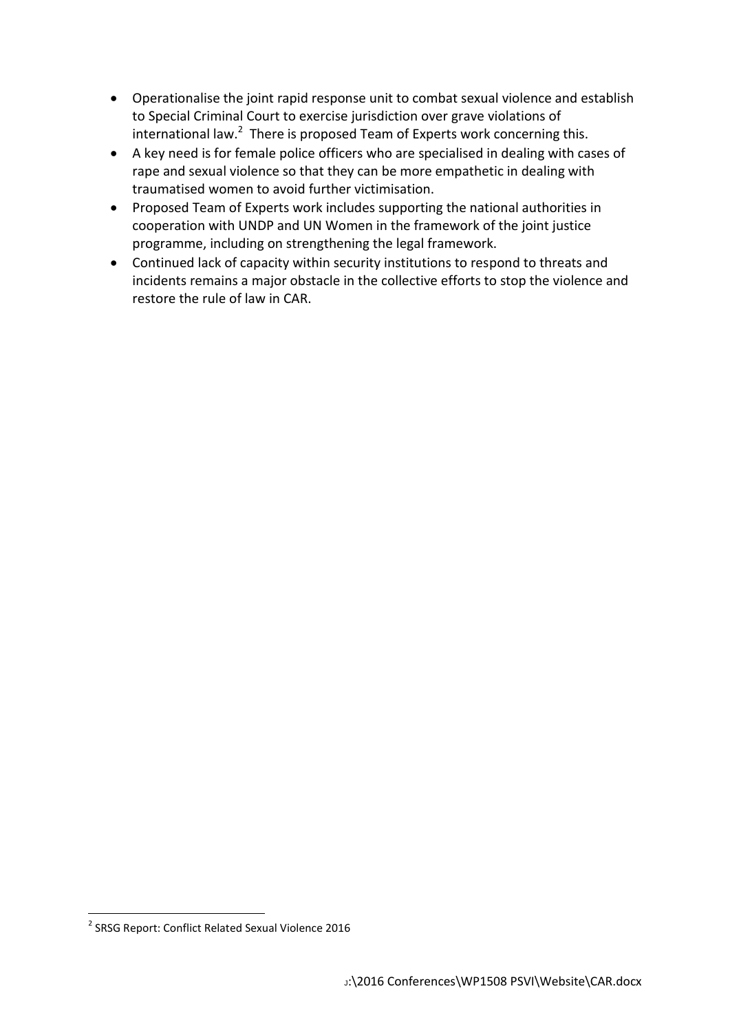- Operationalise the joint rapid response unit to combat sexual violence and establish to Special Criminal Court to exercise jurisdiction over grave violations of international law.[2] There is proposed Team of Experts work concerning this.
- A key need is for female police officers who are specialised in dealing with cases of rape and sexual violence so that they can be more empathetic in dealing with traumatised women to avoid further victimisation.
- Proposed Team of Experts work includes supporting the national authorities in cooperation with UNDP and UN Women in the framework of the joint justice programme, including on strengthening the legal framework.
- Continued lack of capacity within security institutions to respond to threats and incidents remains a major obstacle in the collective efforts to stop the violence and restore the rule of law in CAR.

[2] SRSG Report: Conflict Related Sexual Violence 2016